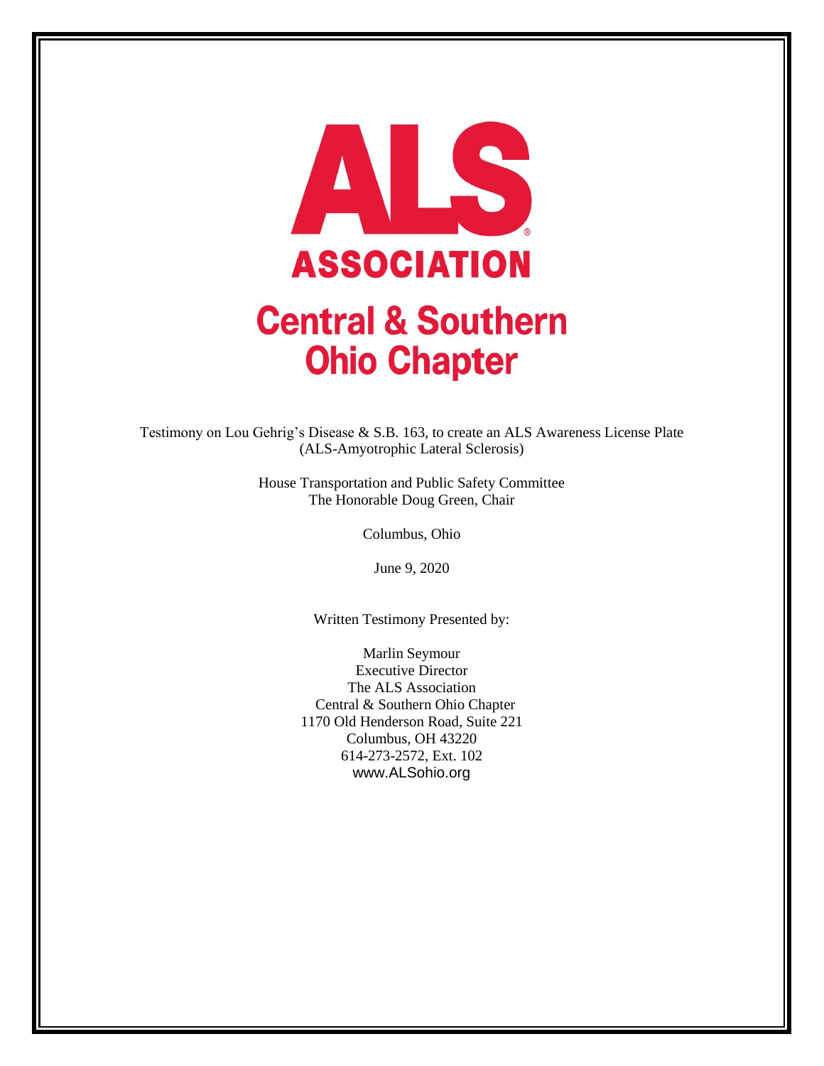# ALS ASSOCIATION

## Central & Southern Ohio Chapter

Testimony on Lou Gehrig's Disease & S.B. 163, to create an ALS Awareness License Plate
(ALS-Amyotrophic Lateral Sclerosis)

House Transportation and Public Safety Committee
The Honorable Doug Green, Chair

Columbus, Ohio

June 9, 2020

Written Testimony Presented by:

Marlin Seymour
Executive Director
The ALS Association
Central & Southern Ohio Chapter
1170 Old Henderson Road, Suite 221
Columbus, OH 43220
614-273-2572, Ext. 102
www.ALSohio.org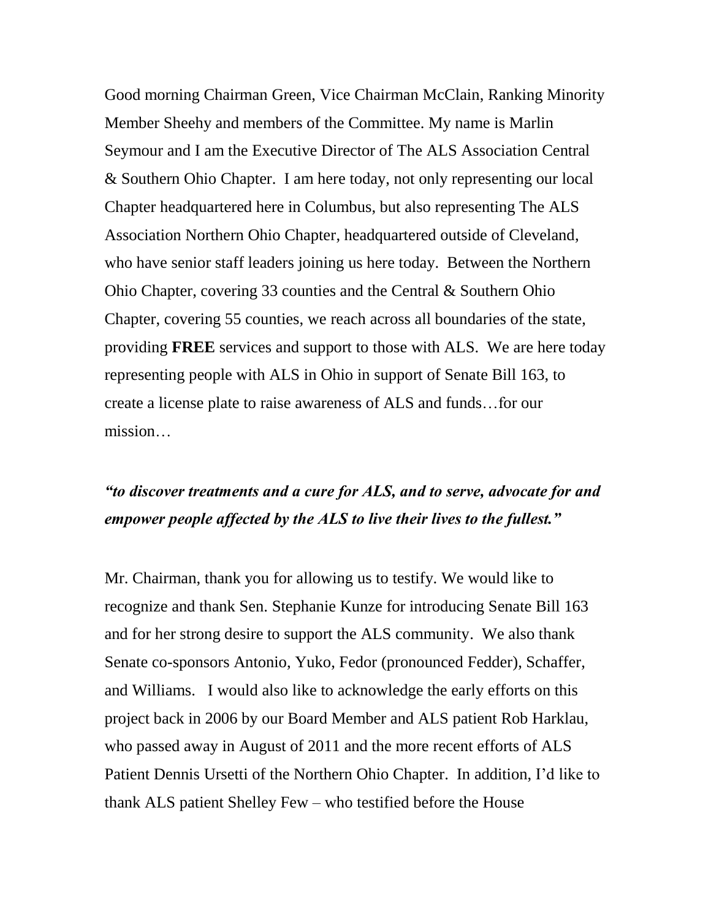Good morning Chairman Green, Vice Chairman McClain, Ranking Minority Member Sheehy and members of the Committee. My name is Marlin Seymour and I am the Executive Director of The ALS Association Central & Southern Ohio Chapter. I am here today, not only representing our local Chapter headquartered here in Columbus, but also representing The ALS Association Northern Ohio Chapter, headquartered outside of Cleveland, who have senior staff leaders joining us here today. Between the Northern Ohio Chapter, covering 33 counties and the Central & Southern Ohio Chapter, covering 55 counties, we reach across all boundaries of the state, providing **FREE** services and support to those with ALS. We are here today representing people with ALS in Ohio in support of Senate Bill 163, to create a license plate to raise awareness of ALS and funds…for our mission…

***"to discover treatments and a cure for ALS, and to serve, advocate for and empower people affected by the ALS to live their lives to the fullest."***

Mr. Chairman, thank you for allowing us to testify. We would like to recognize and thank Sen. Stephanie Kunze for introducing Senate Bill 163 and for her strong desire to support the ALS community. We also thank Senate co-sponsors Antonio, Yuko, Fedor (pronounced Fedder), Schaffer, and Williams. I would also like to acknowledge the early efforts on this project back in 2006 by our Board Member and ALS patient Rob Harklau, who passed away in August of 2011 and the more recent efforts of ALS Patient Dennis Ursetti of the Northern Ohio Chapter. In addition, I'd like to thank ALS patient Shelley Few – who testified before the House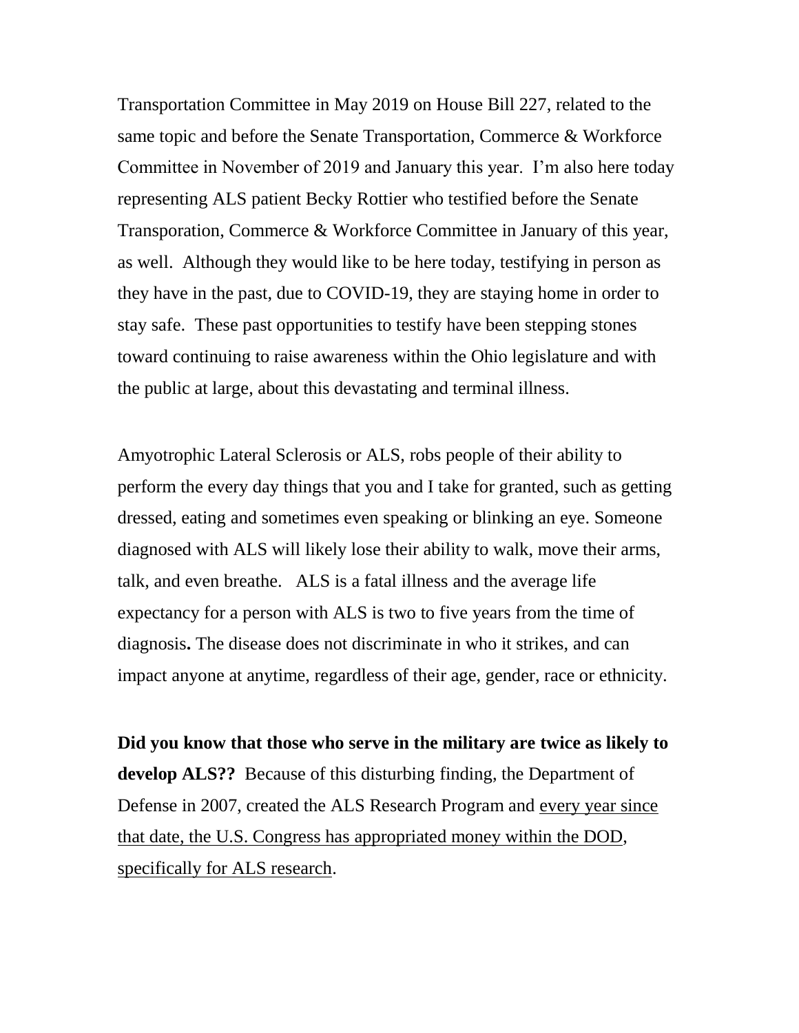Transportation Committee in May 2019 on House Bill 227, related to the same topic and before the Senate Transportation, Commerce & Workforce Committee in November of 2019 and January this year. I'm also here today representing ALS patient Becky Rottier who testified before the Senate Transporation, Commerce & Workforce Committee in January of this year, as well. Although they would like to be here today, testifying in person as they have in the past, due to COVID-19, they are staying home in order to stay safe. These past opportunities to testify have been stepping stones toward continuing to raise awareness within the Ohio legislature and with the public at large, about this devastating and terminal illness.

Amyotrophic Lateral Sclerosis or ALS, robs people of their ability to perform the every day things that you and I take for granted, such as getting dressed, eating and sometimes even speaking or blinking an eye. Someone diagnosed with ALS will likely lose their ability to walk, move their arms, talk, and even breathe. ALS is a fatal illness and the average life expectancy for a person with ALS is two to five years from the time of diagnosis**.** The disease does not discriminate in who it strikes, and can impact anyone at anytime, regardless of their age, gender, race or ethnicity.

**Did you know that those who serve in the military are twice as likely to develop ALS??** Because of this disturbing finding, the Department of Defense in 2007, created the ALS Research Program and <u>every year since that date, the U.S. Congress has appropriated money within the DOD, specifically for ALS research</u>.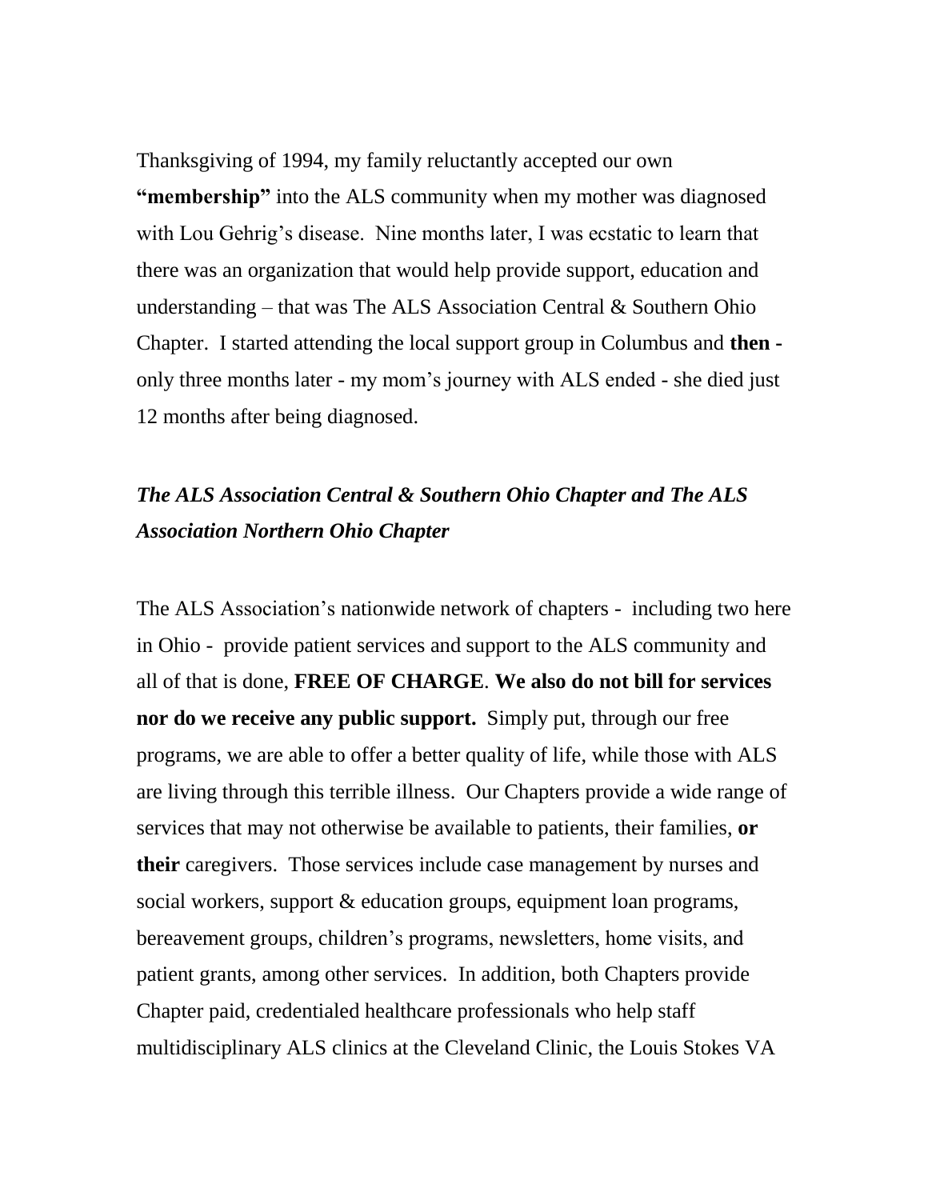Thanksgiving of 1994, my family reluctantly accepted our own **"membership"** into the ALS community when my mother was diagnosed with Lou Gehrig's disease. Nine months later, I was ecstatic to learn that there was an organization that would help provide support, education and understanding – that was The ALS Association Central & Southern Ohio Chapter. I started attending the local support group in Columbus and **then** - only three months later - my mom's journey with ALS ended - she died just 12 months after being diagnosed.

***The ALS Association Central & Southern Ohio Chapter and The ALS Association Northern Ohio Chapter***

The ALS Association's nationwide network of chapters - including two here in Ohio - provide patient services and support to the ALS community and all of that is done, **FREE OF CHARGE**. **We also do not bill for services nor do we receive any public support.** Simply put, through our free programs, we are able to offer a better quality of life, while those with ALS are living through this terrible illness. Our Chapters provide a wide range of services that may not otherwise be available to patients, their families, **or their** caregivers. Those services include case management by nurses and social workers, support & education groups, equipment loan programs, bereavement groups, children's programs, newsletters, home visits, and patient grants, among other services. In addition, both Chapters provide Chapter paid, credentialed healthcare professionals who help staff multidisciplinary ALS clinics at the Cleveland Clinic, the Louis Stokes VA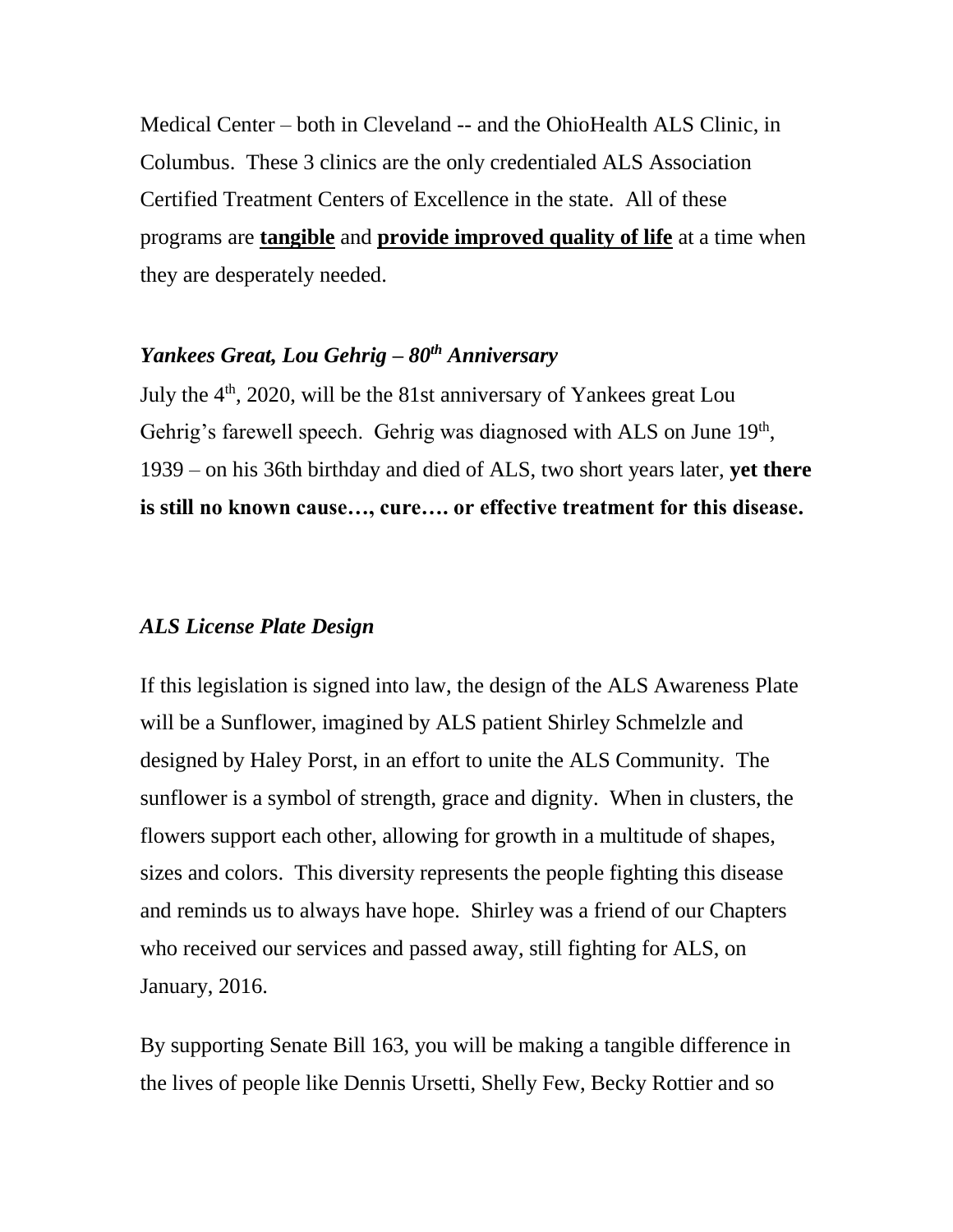Medical Center – both in Cleveland -- and the OhioHealth ALS Clinic, in Columbus. These 3 clinics are the only credentialed ALS Association Certified Treatment Centers of Excellence in the state. All of these programs are **tangible** and **provide improved quality of life** at a time when they are desperately needed.

### *Yankees Great, Lou Gehrig – 80th Anniversary*

July the 4th, 2020, will be the 81st anniversary of Yankees great Lou Gehrig's farewell speech. Gehrig was diagnosed with ALS on June 19th, 1939 – on his 36th birthday and died of ALS, two short years later, **yet there is still no known cause…, cure…. or effective treatment for this disease.**

### *ALS License Plate Design*

If this legislation is signed into law, the design of the ALS Awareness Plate will be a Sunflower, imagined by ALS patient Shirley Schmelzle and designed by Haley Porst, in an effort to unite the ALS Community. The sunflower is a symbol of strength, grace and dignity. When in clusters, the flowers support each other, allowing for growth in a multitude of shapes, sizes and colors. This diversity represents the people fighting this disease and reminds us to always have hope. Shirley was a friend of our Chapters who received our services and passed away, still fighting for ALS, on January, 2016.

By supporting Senate Bill 163, you will be making a tangible difference in the lives of people like Dennis Ursetti, Shelly Few, Becky Rottier and so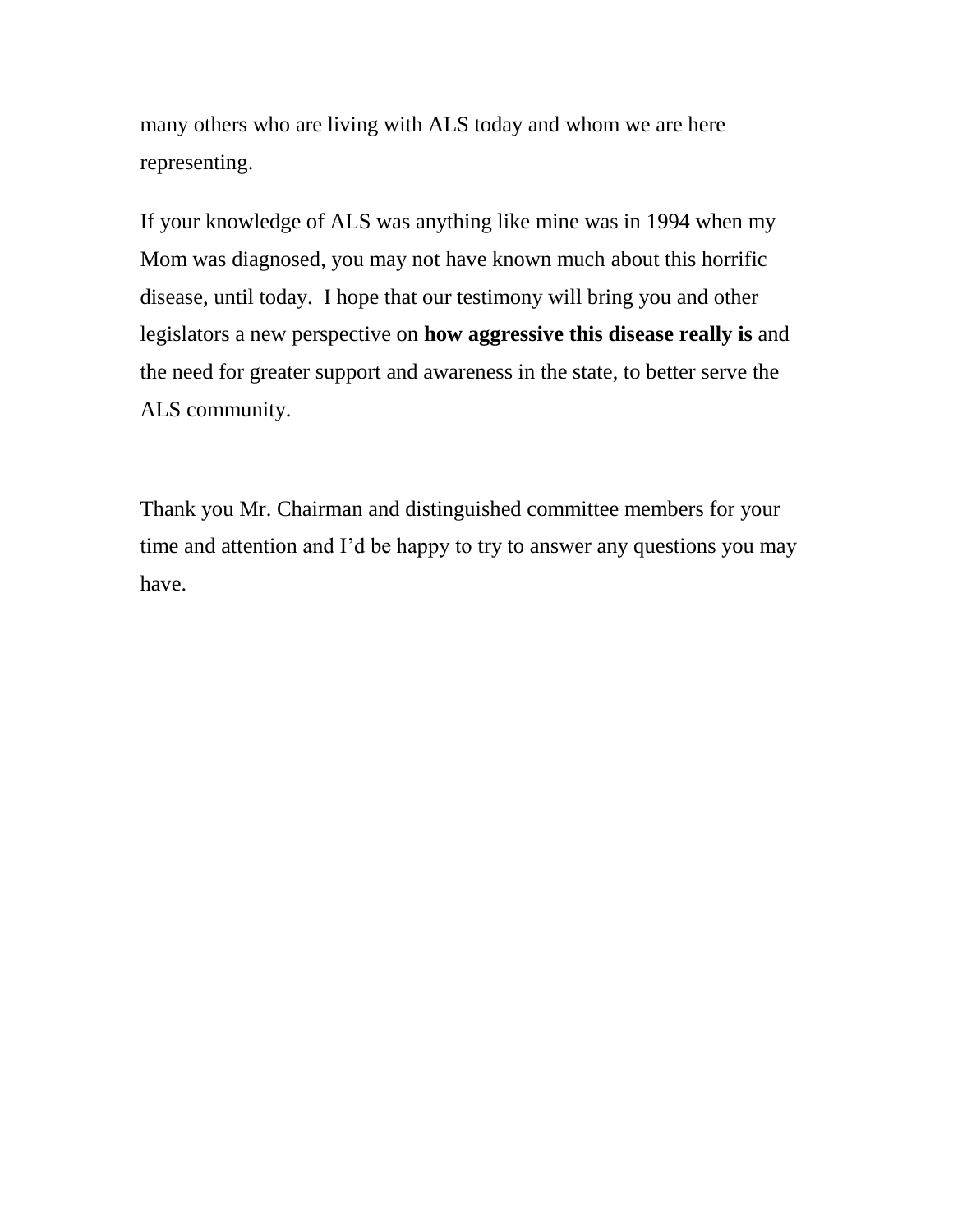many others who are living with ALS today and whom we are here representing.

If your knowledge of ALS was anything like mine was in 1994 when my Mom was diagnosed, you may not have known much about this horrific disease, until today. I hope that our testimony will bring you and other legislators a new perspective on **how aggressive this disease really is** and the need for greater support and awareness in the state, to better serve the ALS community.

Thank you Mr. Chairman and distinguished committee members for your time and attention and I'd be happy to try to answer any questions you may have.